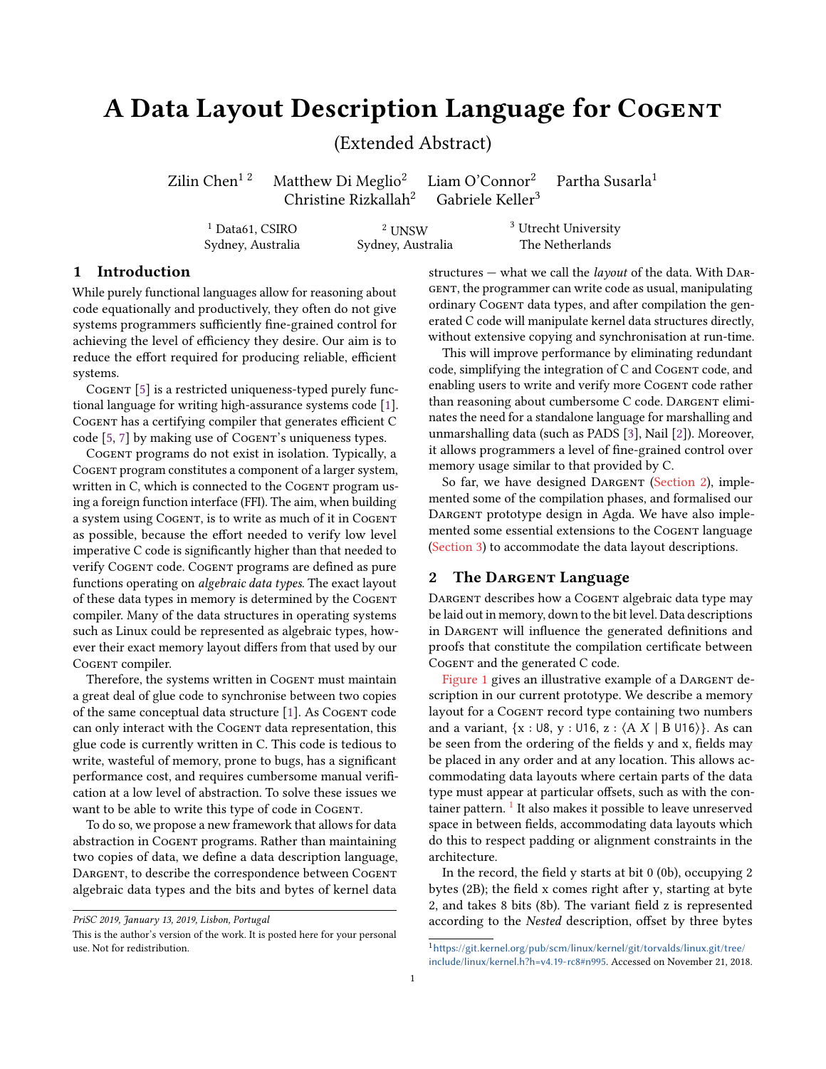# A Data Layout Description Language for COGENT

(Extended Abstract)

Zilin Chen[1 2] Matthew Di Meglio[2] Liam O'Connor[2] Partha Susarla[1]
Christine Rizkallah[2] Gabriele Keller[3]

[1] Data61, CSIRO
Sydney, Australia

[2] UNSW
Sydney, Australia

[3] Utrecht University
The Netherlands

## 1 Introduction

While purely functional languages allow for reasoning about code equationally and productively, they often do not give systems programmers sufficiently fine-grained control for achieving the level of efficiency they desire. Our aim is to reduce the effort required for producing reliable, efficient systems.

COGENT [5] is a restricted uniqueness-typed purely functional language for writing high-assurance systems code [1]. COGENT has a certifying compiler that generates efficient C code [5, 7] by making use of COGENT's uniqueness types.

COGENT programs do not exist in isolation. Typically, a COGENT program constitutes a component of a larger system, written in C, which is connected to the COGENT program using a foreign function interface (FFI). The aim, when building a system using COGENT, is to write as much of it in COGENT as possible, because the effort needed to verify low level imperative C code is significantly higher than that needed to verify COGENT code. COGENT programs are defined as pure functions operating on *algebraic data types*. The exact layout of these data types in memory is determined by the COGENT compiler. Many of the data structures in operating systems such as Linux could be represented as algebraic types, however their exact memory layout differs from that used by our COGENT compiler.

Therefore, the systems written in COGENT must maintain a great deal of glue code to synchronise between two copies of the same conceptual data structure [1]. As COGENT code can only interact with the COGENT data representation, this glue code is currently written in C. This code is tedious to write, wasteful of memory, prone to bugs, has a significant performance cost, and requires cumbersome manual verification at a low level of abstraction. To solve these issues we want to be able to write this type of code in COGENT.

To do so, we propose a new framework that allows for data abstraction in COGENT programs. Rather than maintaining two copies of data, we define a data description language, DARGENT, to describe the correspondence between COGENT algebraic data types and the bits and bytes of kernel data structures — what we call the *layout* of the data. With DARGENT, the programmer can write code as usual, manipulating ordinary COGENT data types, and after compilation the generated C code will manipulate kernel data structures directly, without extensive copying and synchronisation at run-time.

This will improve performance by eliminating redundant code, simplifying the integration of C and COGENT code, and enabling users to write and verify more COGENT code rather than reasoning about cumbersome C code. DARGENT eliminates the need for a standalone language for marshalling and unmarshalling data (such as PADS [3], Nail [2]). Moreover, it allows programmers a level of fine-grained control over memory usage similar to that provided by C.

So far, we have designed DARGENT (Section 2), implemented some of the compilation phases, and formalised our DARGENT prototype design in Agda. We have also implemented some essential extensions to the COGENT language (Section 3) to accommodate the data layout descriptions.

## 2 The DARGENT Language

DARGENT describes how a COGENT algebraic data type may be laid out in memory, down to the bit level. Data descriptions in DARGENT will influence the generated definitions and proofs that constitute the compilation certificate between COGENT and the generated C code.

Figure 1 gives an illustrative example of a DARGENT description in our current prototype. We describe a memory layout for a COGENT record type containing two numbers and a variant, {x : U8, y : U16, z : ⟨A *X* | B U16⟩}. As can be seen from the ordering of the fields y and x, fields may be placed in any order and at any location. This allows accommodating data layouts where certain parts of the data type must appear at particular offsets, such as with the container pattern. [1] It also makes it possible to leave unreserved space in between fields, accommodating data layouts which do this to respect padding or alignment constraints in the architecture.

In the record, the field y starts at bit 0 (0b), occupying 2 bytes (2B); the field x comes right after y, starting at byte 2, and takes 8 bits (8b). The variant field z is represented according to the *Nested* description, offset by three bytes

PriSC 2019, January 13, 2019, Lisbon, Portugal
This is the author's version of the work. It is posted here for your personal use. Not for redistribution.

[1] https://git.kernel.org/pub/scm/linux/kernel/git/torvalds/linux.git/tree/include/linux/kernel.h?h=v4.19-rc8#n995. Accessed on November 21, 2018.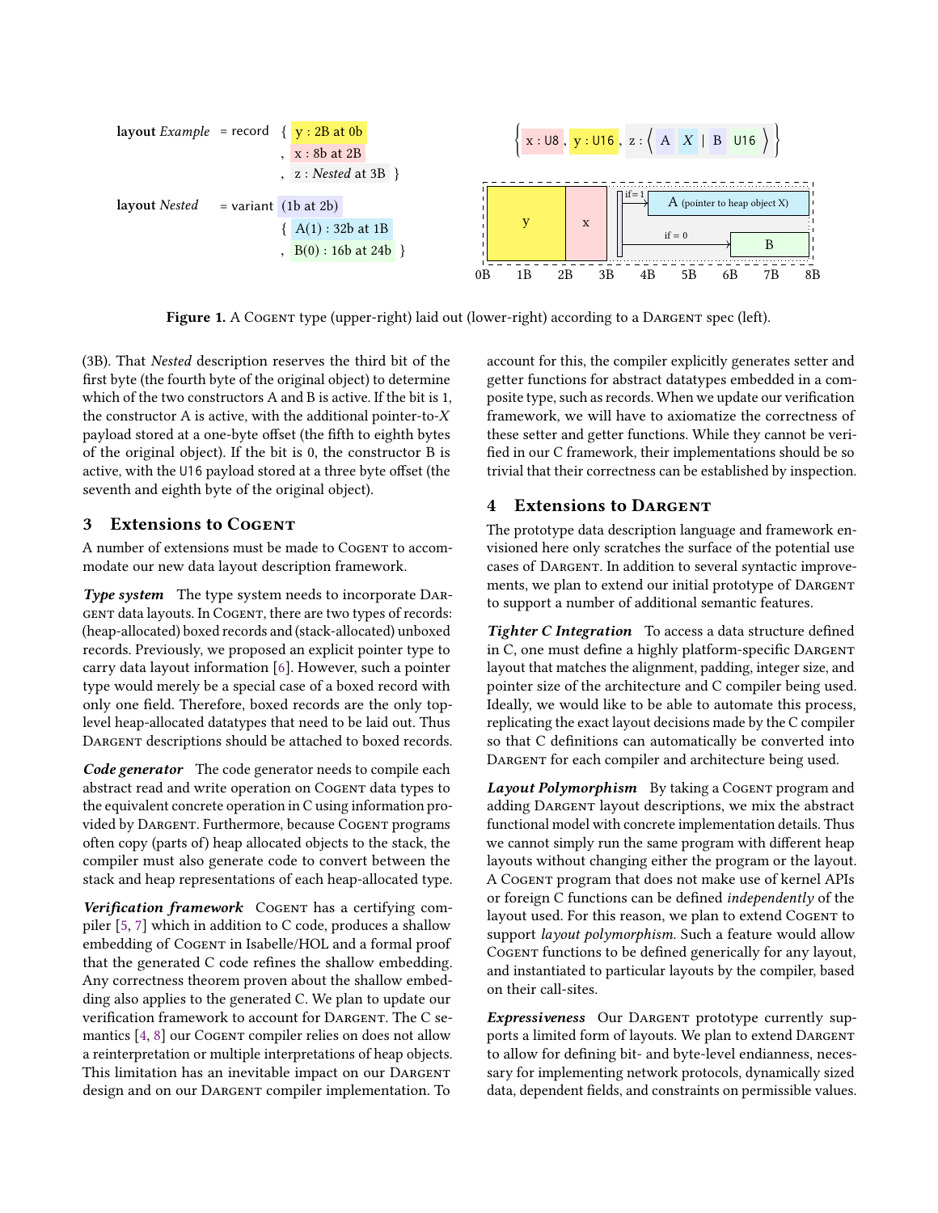```
layout Example = record { y : 2B at 0b
                        , x : 8b at 2B
                        , z : Nested at 3B }

layout Nested  = variant (1b at 2b)
                        { A(1) : 32b at 1B
                        , B(0) : 16b at 24b }
```

{ x : U8 , y : U16 , z : ⟨ A X | B U16 ⟩ }

y

x

if = 1

A (pointer to heap object X)

if = 0

B

0B 1B 2B 3B 4B 5B 6B 7B 8B

**Figure 1.** A COGENT type (upper-right) laid out (lower-right) according to a DARGENT spec (left).

(3B). That *Nested* description reserves the third bit of the first byte (the fourth byte of the original object) to determine which of the two constructors A and B is active. If the bit is 1, the constructor A is active, with the additional pointer-to-$X$ payload stored at a one-byte offset (the fifth to eighth bytes of the original object). If the bit is 0, the constructor B is active, with the U16 payload stored at a three byte offset (the seventh and eighth byte of the original object).

## 3 Extensions to COGENT

A number of extensions must be made to COGENT to accommodate our new data layout description framework.

***Type system*** The type system needs to incorporate DARGENT data layouts. In COGENT, there are two types of records: (heap-allocated) boxed records and (stack-allocated) unboxed records. Previously, we proposed an explicit pointer type to carry data layout information [6]. However, such a pointer type would merely be a special case of a boxed record with only one field. Therefore, boxed records are the only top-level heap-allocated datatypes that need to be laid out. Thus DARGENT descriptions should be attached to boxed records.

***Code generator*** The code generator needs to compile each abstract read and write operation on COGENT data types to the equivalent concrete operation in C using information provided by DARGENT. Furthermore, because COGENT programs often copy (parts of) heap allocated objects to the stack, the compiler must also generate code to convert between the stack and heap representations of each heap-allocated type.

***Verification framework*** COGENT has a certifying compiler [5, 7] which in addition to C code, produces a shallow embedding of COGENT in Isabelle/HOL and a formal proof that the generated C code refines the shallow embedding. Any correctness theorem proven about the shallow embedding also applies to the generated C. We plan to update our verification framework to account for DARGENT. The C semantics [4, 8] our COGENT compiler relies on does not allow a reinterpretation or multiple interpretations of heap objects. This limitation has an inevitable impact on our DARGENT design and on our DARGENT compiler implementation. To account for this, the compiler explicitly generates setter and getter functions for abstract datatypes embedded in a composite type, such as records. When we update our verification framework, we will have to axiomatize the correctness of these setter and getter functions. While they cannot be verified in our C framework, their implementations should be so trivial that their correctness can be established by inspection.

## 4 Extensions to DARGENT

The prototype data description language and framework envisioned here only scratches the surface of the potential use cases of DARGENT. In addition to several syntactic improvements, we plan to extend our initial prototype of DARGENT to support a number of additional semantic features.

***Tighter C Integration*** To access a data structure defined in C, one must define a highly platform-specific DARGENT layout that matches the alignment, padding, integer size, and pointer size of the architecture and C compiler being used. Ideally, we would like to be able to automate this process, replicating the exact layout decisions made by the C compiler so that C definitions can automatically be converted into DARGENT for each compiler and architecture being used.

***Layout Polymorphism*** By taking a COGENT program and adding DARGENT layout descriptions, we mix the abstract functional model with concrete implementation details. Thus we cannot simply run the same program with different heap layouts without changing either the program or the layout. A COGENT program that does not make use of kernel APIs or foreign C functions can be defined *independently* of the layout used. For this reason, we plan to extend COGENT to support *layout polymorphism*. Such a feature would allow COGENT functions to be defined generically for any layout, and instantiated to particular layouts by the compiler, based on their call-sites.

***Expressiveness*** Our DARGENT prototype currently supports a limited form of layouts. We plan to extend DARGENT to allow for defining bit- and byte-level endianness, necessary for implementing network protocols, dynamically sized data, dependent fields, and constraints on permissible values.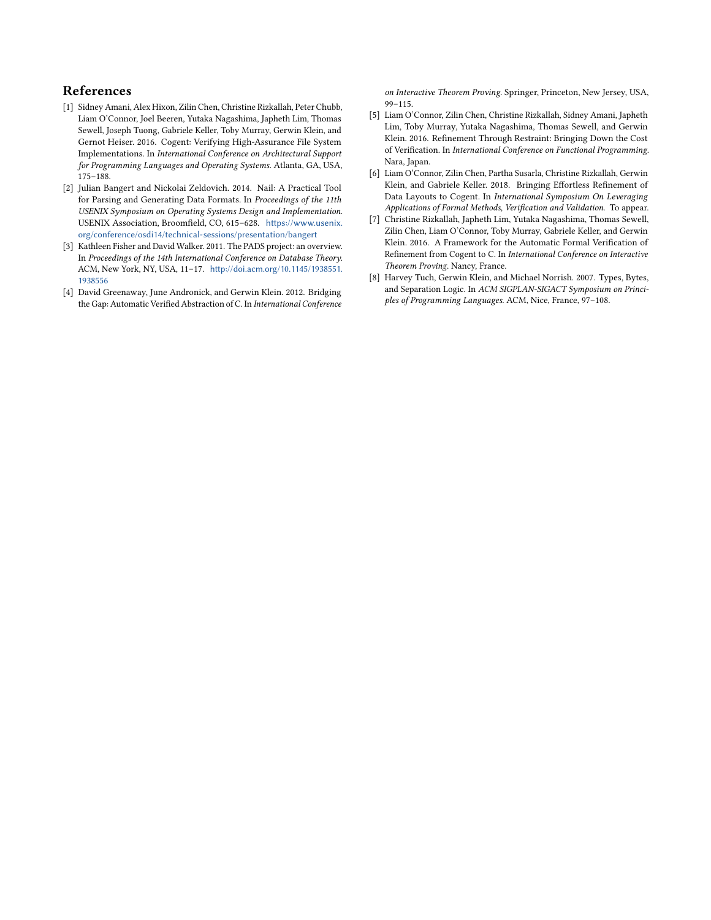# References

[1] Sidney Amani, Alex Hixon, Zilin Chen, Christine Rizkallah, Peter Chubb, Liam O'Connor, Joel Beeren, Yutaka Nagashima, Japheth Lim, Thomas Sewell, Joseph Tuong, Gabriele Keller, Toby Murray, Gerwin Klein, and Gernot Heiser. 2016. Cogent: Verifying High-Assurance File System Implementations. In *International Conference on Architectural Support for Programming Languages and Operating Systems*. Atlanta, GA, USA, 175–188.

[2] Julian Bangert and Nickolai Zeldovich. 2014. Nail: A Practical Tool for Parsing and Generating Data Formats. In *Proceedings of the 11th USENIX Symposium on Operating Systems Design and Implementation*. USENIX Association, Broomfield, CO, 615–628. https://www.usenix.org/conference/osdi14/technical-sessions/presentation/bangert

[3] Kathleen Fisher and David Walker. 2011. The PADS project: an overview. In *Proceedings of the 14th International Conference on Database Theory*. ACM, New York, NY, USA, 11–17. http://doi.acm.org/10.1145/1938551.1938556

[4] David Greenaway, June Andronick, and Gerwin Klein. 2012. Bridging the Gap: Automatic Verified Abstraction of C. In *International Conference on Interactive Theorem Proving*. Springer, Princeton, New Jersey, USA, 99–115.

[5] Liam O'Connor, Zilin Chen, Christine Rizkallah, Sidney Amani, Japheth Lim, Toby Murray, Yutaka Nagashima, Thomas Sewell, and Gerwin Klein. 2016. Refinement Through Restraint: Bringing Down the Cost of Verification. In *International Conference on Functional Programming*. Nara, Japan.

[6] Liam O'Connor, Zilin Chen, Partha Susarla, Christine Rizkallah, Gerwin Klein, and Gabriele Keller. 2018. Bringing Effortless Refinement of Data Layouts to Cogent. In *International Symposium On Leveraging Applications of Formal Methods, Verification and Validation*. To appear.

[7] Christine Rizkallah, Japheth Lim, Yutaka Nagashima, Thomas Sewell, Zilin Chen, Liam O'Connor, Toby Murray, Gabriele Keller, and Gerwin Klein. 2016. A Framework for the Automatic Formal Verification of Refinement from Cogent to C. In *International Conference on Interactive Theorem Proving*. Nancy, France.

[8] Harvey Tuch, Gerwin Klein, and Michael Norrish. 2007. Types, Bytes, and Separation Logic. In *ACM SIGPLAN-SIGACT Symposium on Principles of Programming Languages*. ACM, Nice, France, 97–108.